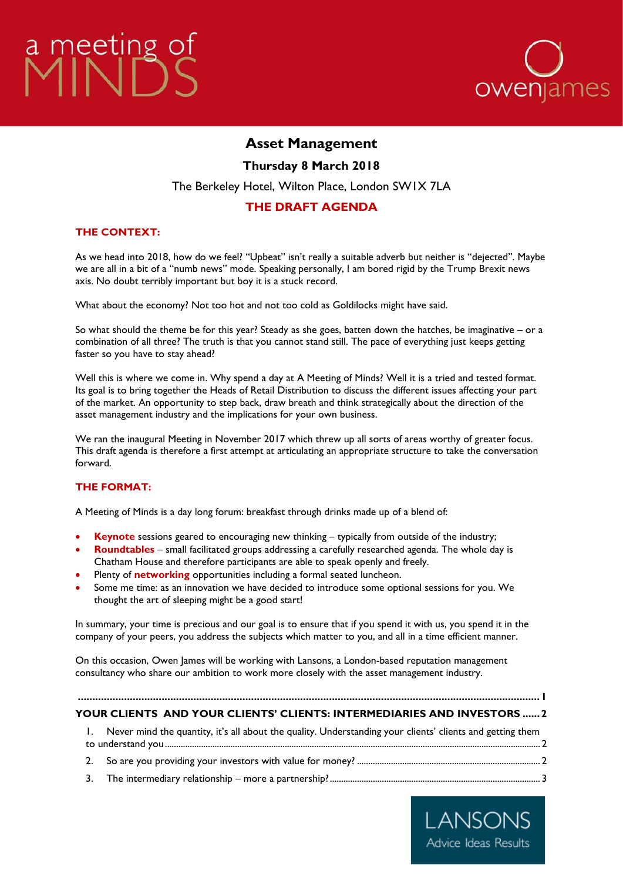a meeting of MINDS

owenjames

# Asset Management

## Thursday 8 March 2018

The Berkeley Hotel, Wilton Place, London SW1X 7LA

## THE DRAFT AGENDA

### THE CONTEXT:

As we head into 2018, how do we feel? "Upbeat" isn't really a suitable adverb but neither is "dejected". Maybe we are all in a bit of a "numb news" mode. Speaking personally, I am bored rigid by the Trump Brexit news axis. No doubt terribly important but boy it is a stuck record.

What about the economy? Not too hot and not too cold as Goldilocks might have said.

So what should the theme be for this year? Steady as she goes, batten down the hatches, be imaginative – or a combination of all three? The truth is that you cannot stand still. The pace of everything just keeps getting faster so you have to stay ahead?

Well this is where we come in. Why spend a day at A Meeting of Minds? Well it is a tried and tested format. Its goal is to bring together the Heads of Retail Distribution to discuss the different issues affecting your part of the market. An opportunity to step back, draw breath and think strategically about the direction of the asset management industry and the implications for your own business.

We ran the inaugural Meeting in November 2017 which threw up all sorts of areas worthy of greater focus. This draft agenda is therefore a first attempt at articulating an appropriate structure to take the conversation forward.

### THE FORMAT:

A Meeting of Minds is a day long forum: breakfast through drinks made up of a blend of:

- **Keynote** sessions geared to encouraging new thinking – typically from outside of the industry;
- **Roundtables** – small facilitated groups addressing a carefully researched agenda. The whole day is Chatham House and therefore participants are able to speak openly and freely.
- Plenty of **networking** opportunities including a formal seated luncheon.
- Some me time: as an innovation we have decided to introduce some optional sessions for you. We thought the art of sleeping might be a good start!

In summary, your time is precious and our goal is to ensure that if you spend it with us, you spend it in the company of your peers, you address the subjects which matter to you, and all in a time efficient manner.

On this occasion, Owen James will be working with Lansons, a London-based reputation management consultancy who share our ambition to work more closely with the asset management industry.

.............................................................................................................................................. 1

**YOUR CLIENTS AND YOUR CLIENTS' CLIENTS: INTERMEDIARIES AND INVESTORS ...... 2**

1. Never mind the quantity, it's all about the quality. Understanding your clients' clients and getting them to understand you ........................................................................ 2
2. So are you providing your investors with value for money? ........................................ 2
3. The intermediary relationship – more a partnership? .................................................. 3

LANSONS
Advice Ideas Results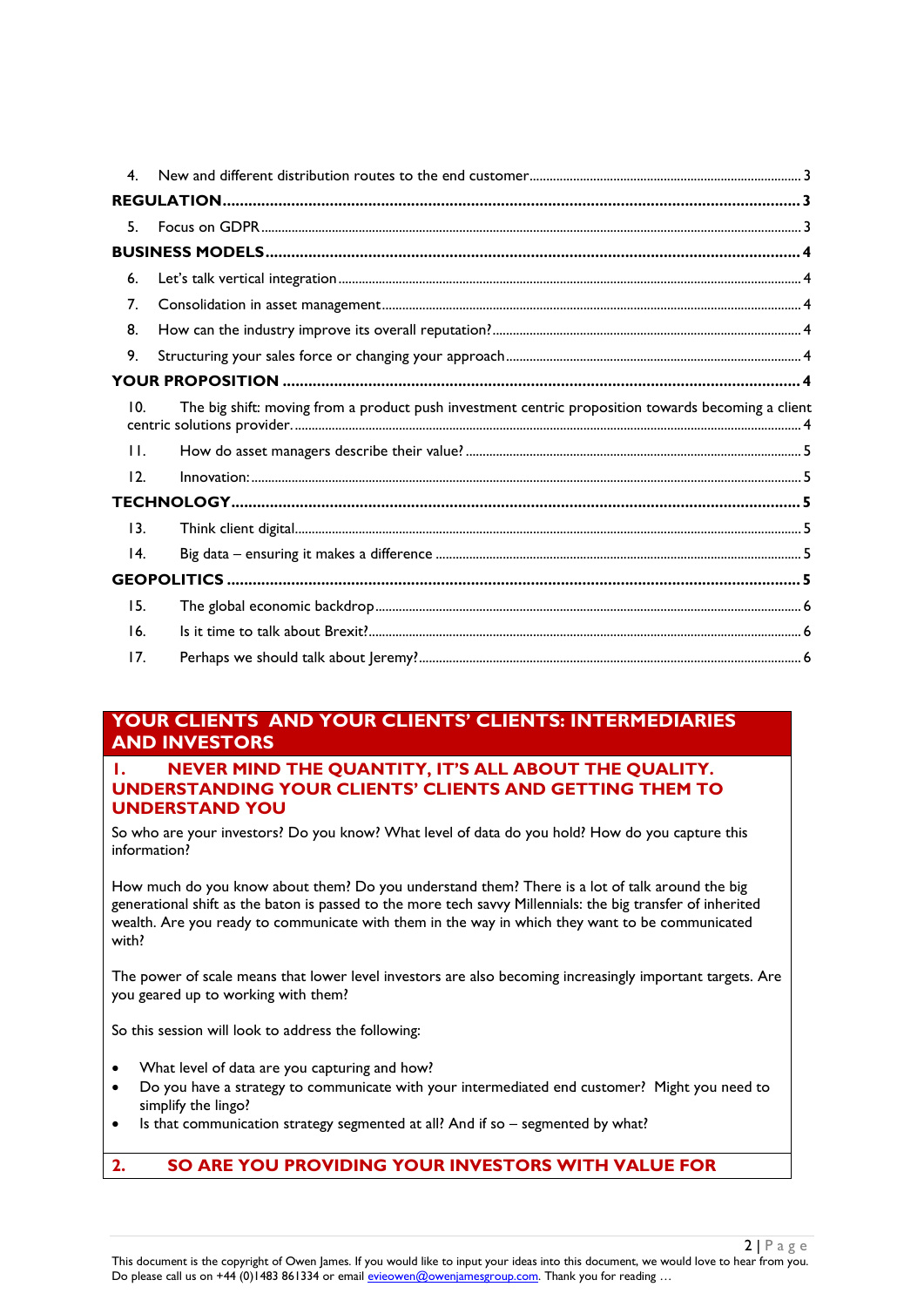4. New and different distribution routes to the end customer ... 3

**REGULATION** ... 3

5. Focus on GDPR ... 3

**BUSINESS MODELS** ... 4

6. Let's talk vertical integration ... 4
7. Consolidation in asset management ... 4
8. How can the industry improve its overall reputation? ... 4
9. Structuring your sales force or changing your approach ... 4

**YOUR PROPOSITION** ... 4

10. The big shift: moving from a product push investment centric proposition towards becoming a client centric solutions provider. ... 4
11. How do asset managers describe their value? ... 5
12. Innovation: ... 5

**TECHNOLOGY** ... 5

13. Think client digital ... 5
14. Big data – ensuring it makes a difference ... 5

**GEOPOLITICS** ... 5

15. The global economic backdrop ... 6
16. Is it time to talk about Brexit? ... 6
17. Perhaps we should talk about Jeremy? ... 6

# YOUR CLIENTS AND YOUR CLIENTS' CLIENTS: INTERMEDIARIES AND INVESTORS

## 1. NEVER MIND THE QUANTITY, IT'S ALL ABOUT THE QUALITY. UNDERSTANDING YOUR CLIENTS' CLIENTS AND GETTING THEM TO UNDERSTAND YOU

So who are your investors? Do you know? What level of data do you hold? How do you capture this information?

How much do you know about them? Do you understand them? There is a lot of talk around the big generational shift as the baton is passed to the more tech savvy Millennials: the big transfer of inherited wealth. Are you ready to communicate with them in the way in which they want to be communicated with?

The power of scale means that lower level investors are also becoming increasingly important targets. Are you geared up to working with them?

So this session will look to address the following:

- What level of data are you capturing and how?
- Do you have a strategy to communicate with your intermediated end customer? Might you need to simplify the lingo?
- Is that communication strategy segmented at all? And if so – segmented by what?

## 2. SO ARE YOU PROVIDING YOUR INVESTORS WITH VALUE FOR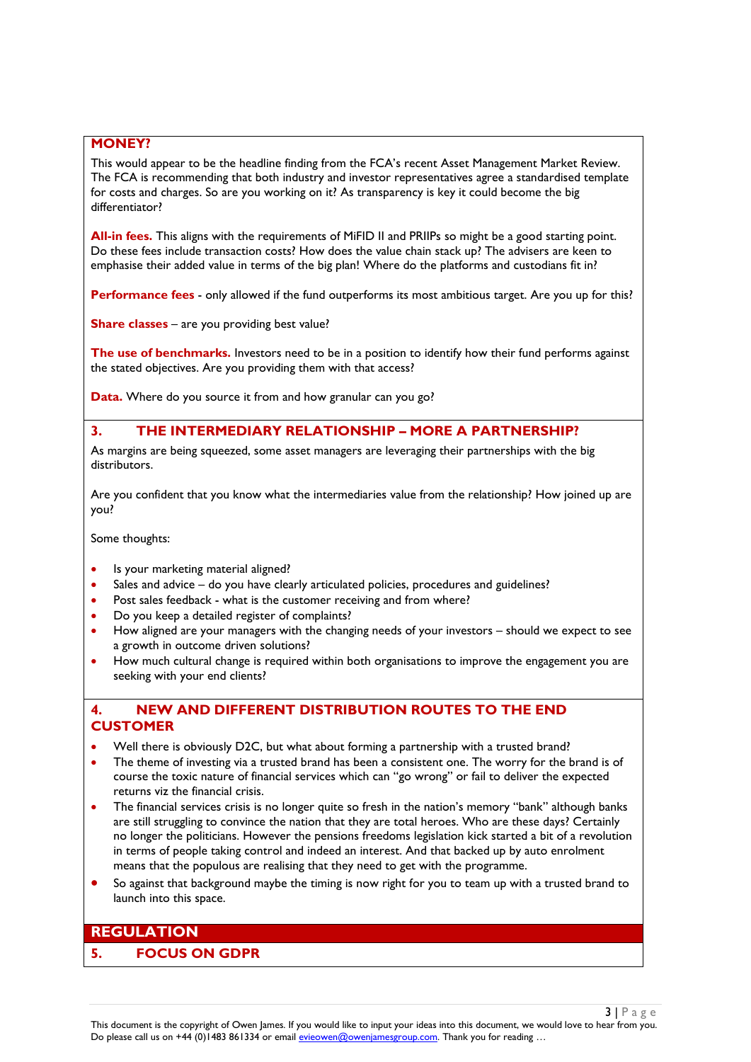## MONEY?

This would appear to be the headline finding from the FCA's recent Asset Management Market Review. The FCA is recommending that both industry and investor representatives agree a standardised template for costs and charges. So are you working on it? As transparency is key it could become the big differentiator?

**All-in fees.** This aligns with the requirements of MiFID II and PRIIPs so might be a good starting point. Do these fees include transaction costs? How does the value chain stack up? The advisers are keen to emphasise their added value in terms of the big plan! Where do the platforms and custodians fit in?

**Performance fees** - only allowed if the fund outperforms its most ambitious target. Are you up for this?

**Share classes** – are you providing best value?

**The use of benchmarks.** Investors need to be in a position to identify how their fund performs against the stated objectives. Are you providing them with that access?

**Data.** Where do you source it from and how granular can you go?

## 3. THE INTERMEDIARY RELATIONSHIP – MORE A PARTNERSHIP?

As margins are being squeezed, some asset managers are leveraging their partnerships with the big distributors.

Are you confident that you know what the intermediaries value from the relationship? How joined up are you?

Some thoughts:

- Is your marketing material aligned?
- Sales and advice – do you have clearly articulated policies, procedures and guidelines?
- Post sales feedback - what is the customer receiving and from where?
- Do you keep a detailed register of complaints?
- How aligned are your managers with the changing needs of your investors – should we expect to see a growth in outcome driven solutions?
- How much cultural change is required within both organisations to improve the engagement you are seeking with your end clients?

## 4. NEW AND DIFFERENT DISTRIBUTION ROUTES TO THE END CUSTOMER

- Well there is obviously D2C, but what about forming a partnership with a trusted brand?
- The theme of investing via a trusted brand has been a consistent one. The worry for the brand is of course the toxic nature of financial services which can "go wrong" or fail to deliver the expected returns viz the financial crisis.
- The financial services crisis is no longer quite so fresh in the nation's memory "bank" although banks are still struggling to convince the nation that they are total heroes. Who are these days? Certainly no longer the politicians. However the pensions freedoms legislation kick started a bit of a revolution in terms of people taking control and indeed an interest. And that backed up by auto enrolment means that the populous are realising that they need to get with the programme.
- So against that background maybe the timing is now right for you to team up with a trusted brand to launch into this space.

# REGULATION

## 5. FOCUS ON GDPR

This document is the copyright of Owen James. If you would like to input your ideas into this document, we would love to hear from you. Do please call us on +44 (0)1483 861334 or email evieowen@owenjamesgroup.com. Thank you for reading …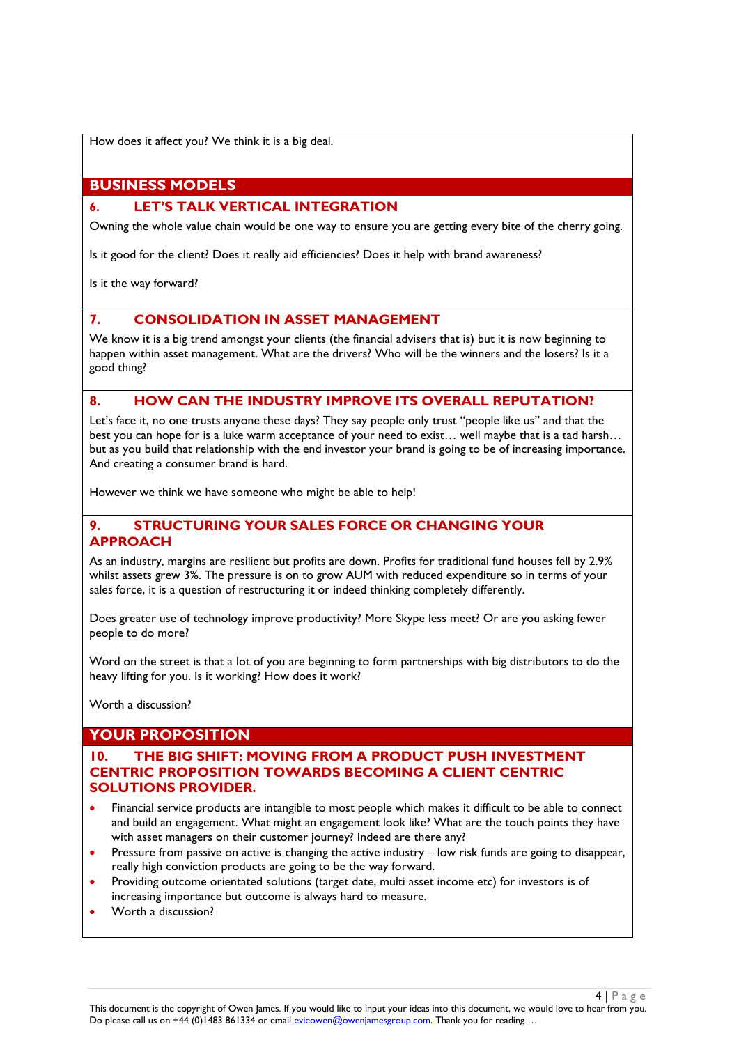How does it affect you? We think it is a big deal.

## BUSINESS MODELS

### 6. LET'S TALK VERTICAL INTEGRATION

Owning the whole value chain would be one way to ensure you are getting every bite of the cherry going.

Is it good for the client? Does it really aid efficiencies? Does it help with brand awareness?

Is it the way forward?

### 7. CONSOLIDATION IN ASSET MANAGEMENT

We know it is a big trend amongst your clients (the financial advisers that is) but it is now beginning to happen within asset management. What are the drivers? Who will be the winners and the losers? Is it a good thing?

### 8. HOW CAN THE INDUSTRY IMPROVE ITS OVERALL REPUTATION?

Let's face it, no one trusts anyone these days? They say people only trust "people like us" and that the best you can hope for is a luke warm acceptance of your need to exist… well maybe that is a tad harsh… but as you build that relationship with the end investor your brand is going to be of increasing importance. And creating a consumer brand is hard.

However we think we have someone who might be able to help!

### 9. STRUCTURING YOUR SALES FORCE OR CHANGING YOUR APPROACH

As an industry, margins are resilient but profits are down. Profits for traditional fund houses fell by 2.9% whilst assets grew 3%. The pressure is on to grow AUM with reduced expenditure so in terms of your sales force, it is a question of restructuring it or indeed thinking completely differently.

Does greater use of technology improve productivity? More Skype less meet? Or are you asking fewer people to do more?

Word on the street is that a lot of you are beginning to form partnerships with big distributors to do the heavy lifting for you. Is it working? How does it work?

Worth a discussion?

## YOUR PROPOSITION

### 10. THE BIG SHIFT: MOVING FROM A PRODUCT PUSH INVESTMENT CENTRIC PROPOSITION TOWARDS BECOMING A CLIENT CENTRIC SOLUTIONS PROVIDER.

- Financial service products are intangible to most people which makes it difficult to be able to connect and build an engagement. What might an engagement look like? What are the touch points they have with asset managers on their customer journey? Indeed are there any?
- Pressure from passive on active is changing the active industry – low risk funds are going to disappear, really high conviction products are going to be the way forward.
- Providing outcome orientated solutions (target date, multi asset income etc) for investors is of increasing importance but outcome is always hard to measure.
- Worth a discussion?

This document is the copyright of Owen James. If you would like to input your ideas into this document, we would love to hear from you. Do please call us on +44 (0)1483 861334 or email evieowen@owenjamesgroup.com. Thank you for reading …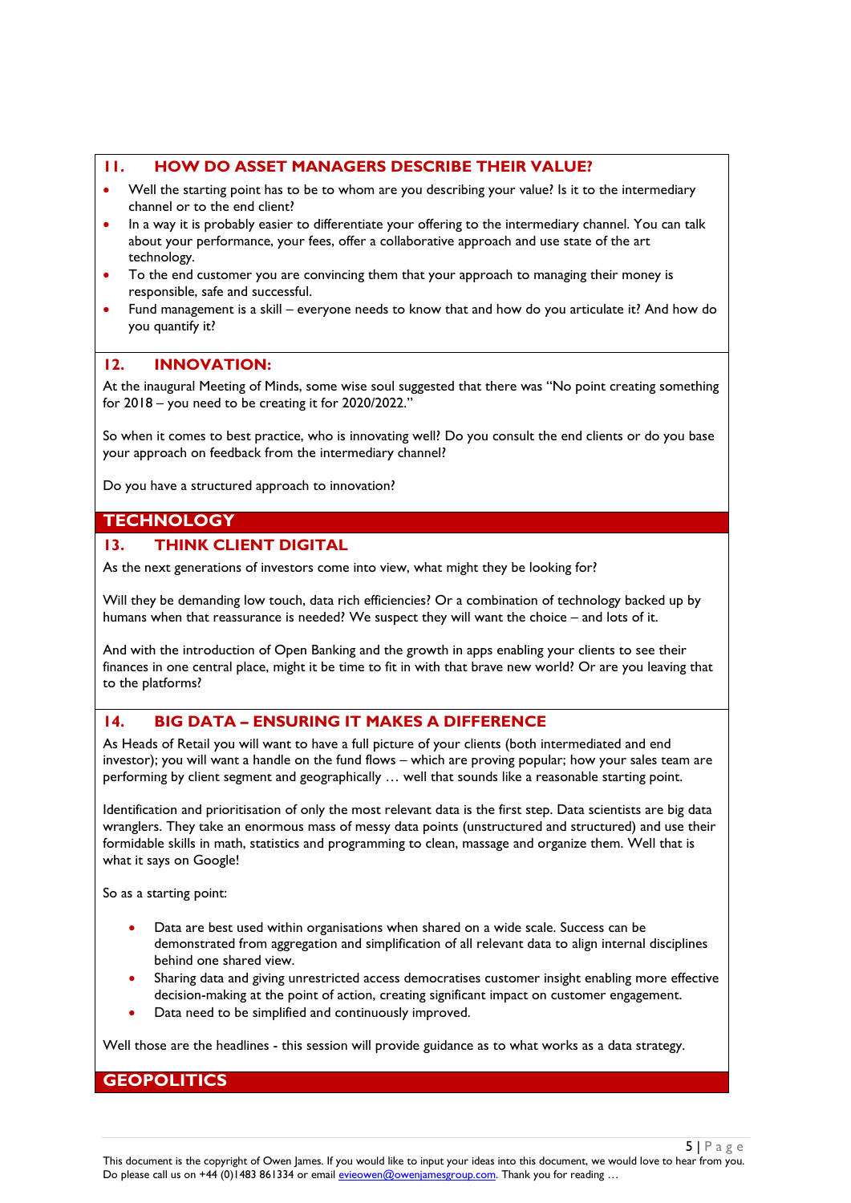## 11. HOW DO ASSET MANAGERS DESCRIBE THEIR VALUE?

- Well the starting point has to be to whom are you describing your value? Is it to the intermediary channel or to the end client?
- In a way it is probably easier to differentiate your offering to the intermediary channel. You can talk about your performance, your fees, offer a collaborative approach and use state of the art technology.
- To the end customer you are convincing them that your approach to managing their money is responsible, safe and successful.
- Fund management is a skill – everyone needs to know that and how do you articulate it? And how do you quantify it?

## 12. INNOVATION:

At the inaugural Meeting of Minds, some wise soul suggested that there was "No point creating something for 2018 – you need to be creating it for 2020/2022."

So when it comes to best practice, who is innovating well? Do you consult the end clients or do you base your approach on feedback from the intermediary channel?

Do you have a structured approach to innovation?

# TECHNOLOGY

## 13. THINK CLIENT DIGITAL

As the next generations of investors come into view, what might they be looking for?

Will they be demanding low touch, data rich efficiencies? Or a combination of technology backed up by humans when that reassurance is needed? We suspect they will want the choice – and lots of it.

And with the introduction of Open Banking and the growth in apps enabling your clients to see their finances in one central place, might it be time to fit in with that brave new world? Or are you leaving that to the platforms?

## 14. BIG DATA – ENSURING IT MAKES A DIFFERENCE

As Heads of Retail you will want to have a full picture of your clients (both intermediated and end investor); you will want a handle on the fund flows – which are proving popular; how your sales team are performing by client segment and geographically … well that sounds like a reasonable starting point.

Identification and prioritisation of only the most relevant data is the first step. Data scientists are big data wranglers. They take an enormous mass of messy data points (unstructured and structured) and use their formidable skills in math, statistics and programming to clean, massage and organize them. Well that is what it says on Google!

So as a starting point:

- Data are best used within organisations when shared on a wide scale. Success can be demonstrated from aggregation and simplification of all relevant data to align internal disciplines behind one shared view.
- Sharing data and giving unrestricted access democratises customer insight enabling more effective decision-making at the point of action, creating significant impact on customer engagement.
- Data need to be simplified and continuously improved.

Well those are the headlines - this session will provide guidance as to what works as a data strategy.

# GEOPOLITICS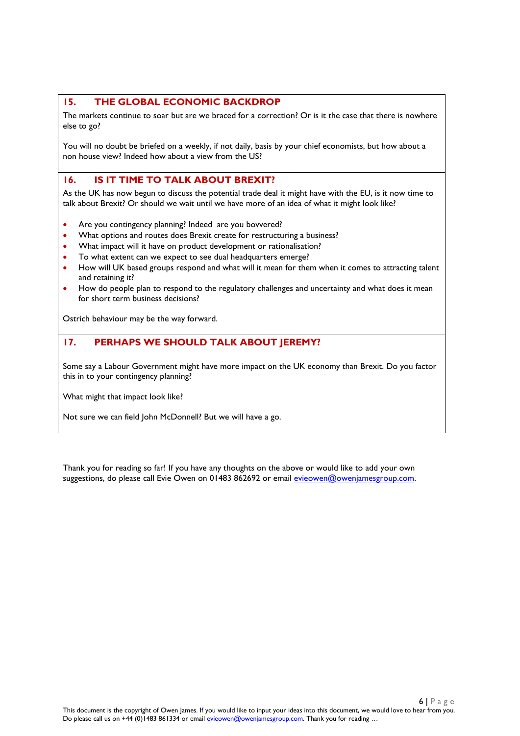## 15. THE GLOBAL ECONOMIC BACKDROP

The markets continue to soar but are we braced for a correction? Or is it the case that there is nowhere else to go?

You will no doubt be briefed on a weekly, if not daily, basis by your chief economists, but how about a non house view? Indeed how about a view from the US?

## 16. IS IT TIME TO TALK ABOUT BREXIT?

As the UK has now begun to discuss the potential trade deal it might have with the EU, is it now time to talk about Brexit? Or should we wait until we have more of an idea of what it might look like?

- Are you contingency planning? Indeed are you bovvered?
- What options and routes does Brexit create for restructuring a business?
- What impact will it have on product development or rationalisation?
- To what extent can we expect to see dual headquarters emerge?
- How will UK based groups respond and what will it mean for them when it comes to attracting talent and retaining it?
- How do people plan to respond to the regulatory challenges and uncertainty and what does it mean for short term business decisions?

Ostrich behaviour may be the way forward.

## 17. PERHAPS WE SHOULD TALK ABOUT JEREMY?

Some say a Labour Government might have more impact on the UK economy than Brexit. Do you factor this in to your contingency planning?

What might that impact look like?

Not sure we can field John McDonnell? But we will have a go.

Thank you for reading so far! If you have any thoughts on the above or would like to add your own suggestions, do please call Evie Owen on 01483 862692 or email evieowen@owenjamesgroup.com.